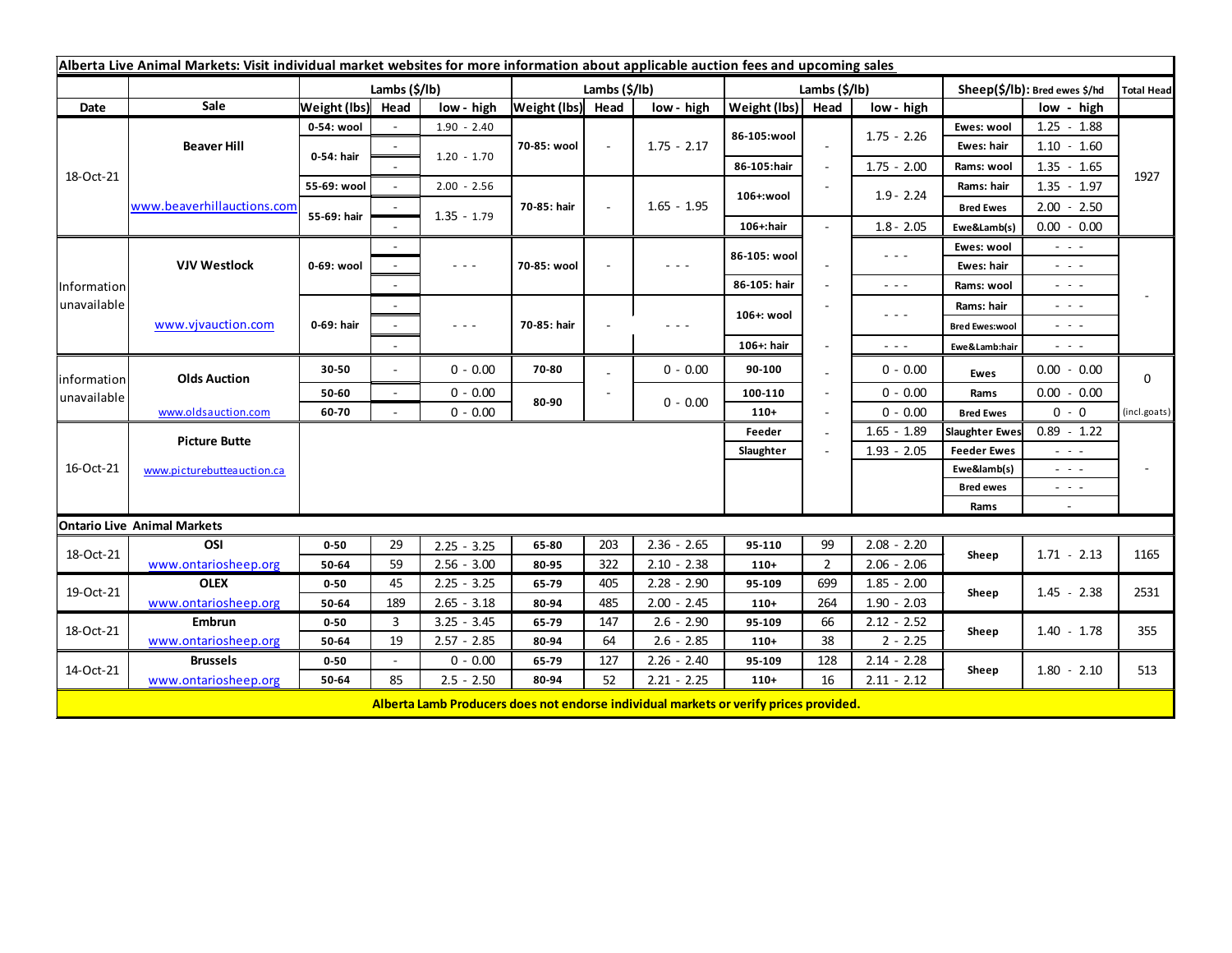**Alberta Live Animal Markets: Visit individual market websites for more information about applicable auction fees and upcoming sales**

| Date | Sale | Lambs ($/lb) Weight (lbs) | Head | low - high | Lambs ($/lb) Weight (lbs) | Head | low - high | Lambs ($/lb) Weight (lbs) | Head | low - high | Sheep($/lb): Bred ewes $/hd | low - high | Total Head |
|---|---|---|---|---|---|---|---|---|---|---|---|---|---|
| 18-Oct-21 | Beaver Hill www.beaverhillauctions.com | 0-54: wool | - | 1.90 - 2.40 | 70-85: wool | - | 1.75 - 2.17 | 86-105:wool | - | 1.75 - 2.26 | Ewes: wool | 1.25 - 1.88 | 1927 |
| | | 0-54: hair | - | 1.20 - 1.70 | | | | | | | Ewes: hair | 1.10 - 1.60 | |
| | | | - | | | | | 86-105:hair | - | 1.75 - 2.00 | Rams: wool | 1.35 - 1.65 | |
| | | 55-69: wool | - | 2.00 - 2.56 | 70-85: hair | - | 1.65 - 1.95 | 106+:wool | - | 1.9 - 2.24 | Rams: hair | 1.35 - 1.97 | |
| | | 55-69: hair | - | 1.35 - 1.79 | | | | | | | Bred Ewes | 2.00 - 2.50 | |
| | | | - | | | | | 106+:hair | - | 1.8 - 2.05 | Ewe&Lamb(s) | 0.00 - 0.00 | |
| Information unavailable | VJV Westlock www.vjvauction.com | 0-69: wool | - | - - - | 70-85: wool | - | - - - | 86-105: wool | - | - - - | Ewes: wool | - - - | - |
| | | | - | | | | | | | | Ewes: hair | - - - | |
| | | | - | | | | | 86-105: hair | - | - - - | Rams: wool | - - - | |
| | | 0-69: hair | - | - - - | 70-85: hair | - | - - - | 106+: wool | - | - - - | Rams: hair | - - - | |
| | | | - | | | | | | | | Bred Ewes:wool | - - - | |
| | | | - | | | | | 106+: hair | - | - - - | Ewe&Lamb:hair | - - - | |
| information unavailable | Olds Auction www.oldsauction.com | 30-50 | - | 0 - 0.00 | 70-80 | - | 0 - 0.00 | 90-100 | - | 0 - 0.00 | Ewes | 0.00 - 0.00 | 0 (incl.goats) |
| | | 50-60 | - | 0 - 0.00 | 80-90 | - | 0 - 0.00 | 100-110 | - | 0 - 0.00 | Rams | 0.00 - 0.00 | |
| | | 60-70 | - | 0 - 0.00 | | | | 110+ | - | 0 - 0.00 | Bred Ewes | 0 - 0 | |
| 16-Oct-21 | Picture Butte www.picturebutteauction.ca | | | | | | | Feeder | - | 1.65 - 1.89 | Slaughter Ewes | 0.89 - 1.22 | - |
| | | | | | | | | Slaughter | - | 1.93 - 2.05 | Feeder Ewes | - - - | |
| | | | | | | | | | | | Ewe&lamb(s) | - - - | |
| | | | | | | | | | | | Bred ewes | - - - | |
| | | | | | | | | | | | Rams | - | |
| **Ontario Live Animal Markets** | | | | | | | | | | | | | |
| 18-Oct-21 | OSI www.ontariosheep.org | 0-50 | 29 | 2.25 - 3.25 | 65-80 | 203 | 2.36 - 2.65 | 95-110 | 99 | 2.08 - 2.20 | Sheep | 1.71 - 2.13 | 1165 |
| | | 50-64 | 59 | 2.56 - 3.00 | 80-95 | 322 | 2.10 - 2.38 | 110+ | 2 | 2.06 - 2.06 | | | |
| 19-Oct-21 | OLEX www.ontariosheep.org | 0-50 | 45 | 2.25 - 3.25 | 65-79 | 405 | 2.28 - 2.90 | 95-109 | 699 | 1.85 - 2.00 | Sheep | 1.45 - 2.38 | 2531 |
| | | 50-64 | 189 | 2.65 - 3.18 | 80-94 | 485 | 2.00 - 2.45 | 110+ | 264 | 1.90 - 2.03 | | | |
| 18-Oct-21 | Embrun www.ontariosheep.org | 0-50 | 3 | 3.25 - 3.45 | 65-79 | 147 | 2.6 - 2.90 | 95-109 | 66 | 2.12 - 2.52 | Sheep | 1.40 - 1.78 | 355 |
| | | 50-64 | 19 | 2.57 - 2.85 | 80-94 | 64 | 2.6 - 2.85 | 110+ | 38 | 2 - 2.25 | | | |
| 14-Oct-21 | Brussels www.ontariosheep.org | 0-50 | - | 0 - 0.00 | 65-79 | 127 | 2.26 - 2.40 | 95-109 | 128 | 2.14 - 2.28 | Sheep | 1.80 - 2.10 | 513 |
| | | 50-64 | 85 | 2.5 - 2.50 | 80-94 | 52 | 2.21 - 2.25 | 110+ | 16 | 2.11 - 2.12 | | | |

**Alberta Lamb Producers does not endorse individual markets or verify prices provided.**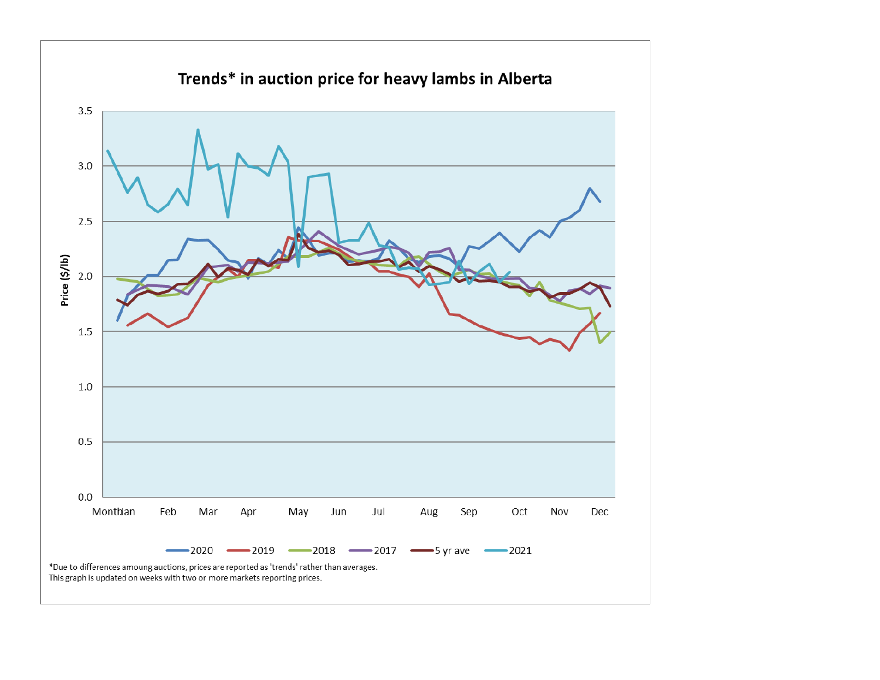## Trends* in auction price for heavy lambs in Alberta

Price ($/lb)

3.5
3.0
2.5
2.0
1.5
1.0
0.5
0.0

Month Jan Feb Mar Apr May Jun Jul Aug Sep Oct Nov Dec

2020 2019 2018 2017 5 yr ave 2021

*Due to differences amoung auctions, prices are reported as 'trends' rather than averages.
This graph is updated on weeks with two or more markets reporting prices.